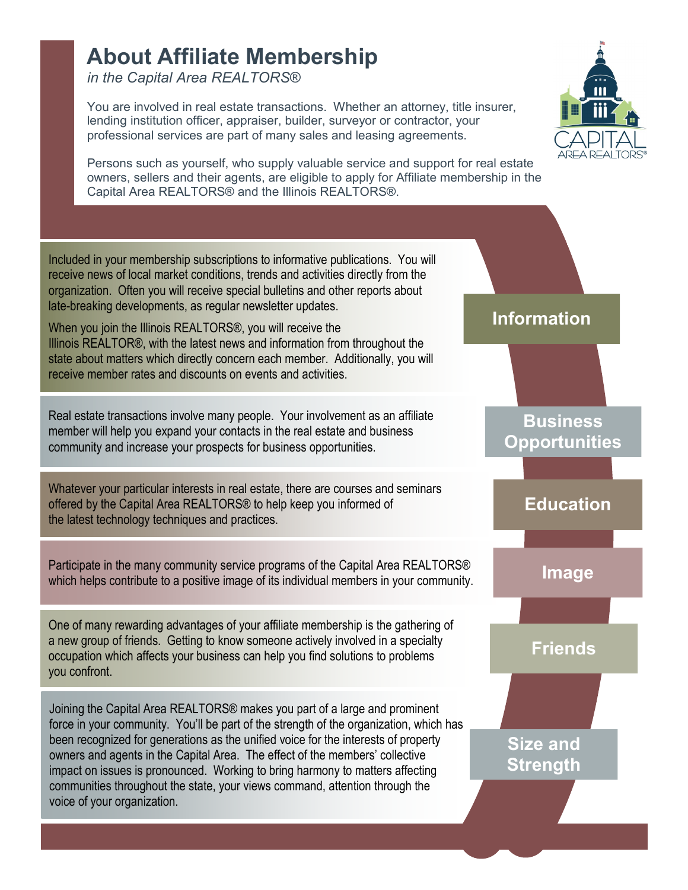# About Affiliate Membership

*in the Capital Area REALTORS®*

You are involved in real estate transactions. Whether an attorney, title insurer, lending institution officer, appraiser, builder, surveyor or contractor, your professional services are part of many sales and leasing agreements.

Persons such as yourself, who supply valuable service and support for real estate owners, sellers and their agents, are eligible to apply for Affiliate membership in the Capital Area REALTORS® and the Illinois REALTORS®.

## Information

Included in your membership subscriptions to informative publications. You will receive news of local market conditions, trends and activities directly from the organization. Often you will receive special bulletins and other reports about late-breaking developments, as regular newsletter updates.

When you join the Illinois REALTORS®, you will receive the Illinois REALTOR®, with the latest news and information from throughout the state about matters which directly concern each member. Additionally, you will receive member rates and discounts on events and activities.

## Business Opportunities

Real estate transactions involve many people. Your involvement as an affiliate member will help you expand your contacts in the real estate and business community and increase your prospects for business opportunities.

## Education

Whatever your particular interests in real estate, there are courses and seminars offered by the Capital Area REALTORS® to help keep you informed of the latest technology techniques and practices.

## Image

Participate in the many community service programs of the Capital Area REALTORS® which helps contribute to a positive image of its individual members in your community.

## Friends

One of many rewarding advantages of your affiliate membership is the gathering of a new group of friends. Getting to know someone actively involved in a specialty occupation which affects your business can help you find solutions to problems you confront.

## Size and Strength

Joining the Capital Area REALTORS® makes you part of a large and prominent force in your community. You'll be part of the strength of the organization, which has been recognized for generations as the unified voice for the interests of property owners and agents in the Capital Area. The effect of the members' collective impact on issues is pronounced. Working to bring harmony to matters affecting communities throughout the state, your views command, attention through the voice of your organization.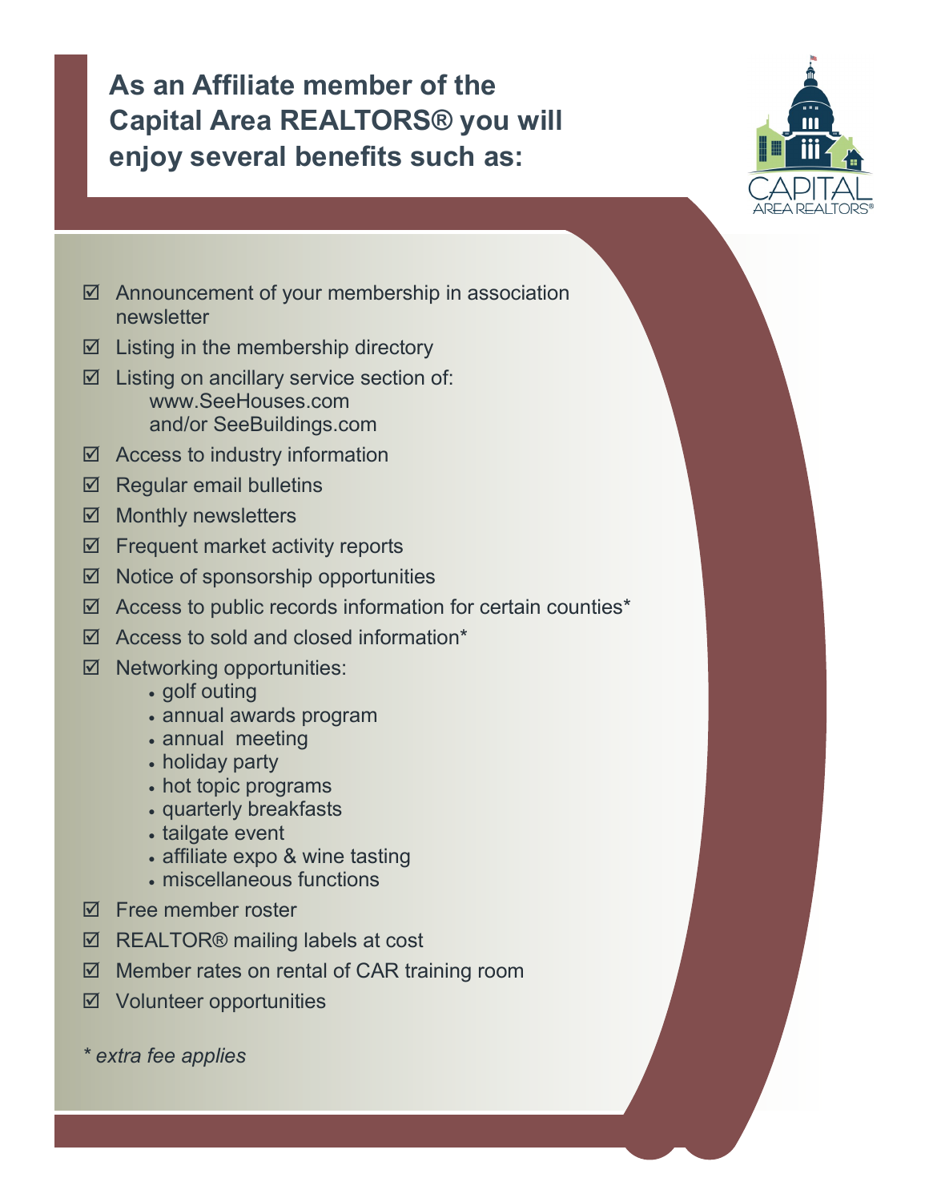# As an Affiliate member of the Capital Area REALTORS® you will enjoy several benefits such as:

CAPITAL AREA REALTORS®

- ☑ Announcement of your membership in association newsletter
- ☑ Listing in the membership directory
- ☑ Listing on ancillary service section of:
  www.SeeHouses.com
  and/or SeeBuildings.com
- ☑ Access to industry information
- ☑ Regular email bulletins
- ☑ Monthly newsletters
- ☑ Frequent market activity reports
- ☑ Notice of sponsorship opportunities
- ☑ Access to public records information for certain counties*
- ☑ Access to sold and closed information*
- ☑ Networking opportunities:
  - golf outing
  - annual awards program
  - annual meeting
  - holiday party
  - hot topic programs
  - quarterly breakfasts
  - tailgate event
  - affiliate expo & wine tasting
  - miscellaneous functions
- ☑ Free member roster
- ☑ REALTOR® mailing labels at cost
- ☑ Member rates on rental of CAR training room
- ☑ Volunteer opportunities

*\* extra fee applies*